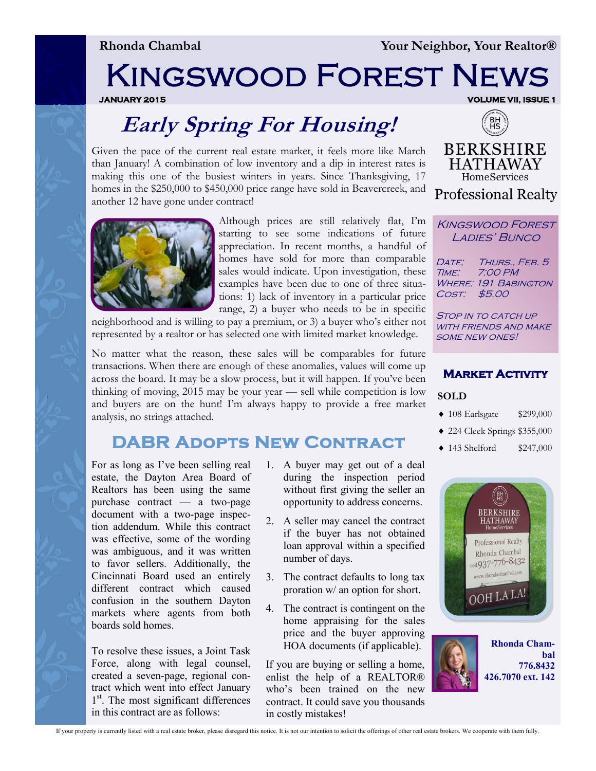Rhonda Chambal — Your Neighbor, Your Realtor®

# Kingswood Forest News

**JANUARY 2015** — **VOLUME VII, ISSUE 1**

## *Early Spring For Housing!*

Given the pace of the current real estate market, it feels more like March than January! A combination of low inventory and a dip in interest rates is making this one of the busiest winters in years. Since Thanksgiving, 17 homes in the $250,000 to $450,000 price range have sold in Beavercreek, and another 12 have gone under contract!

Although prices are still relatively flat, I'm starting to see some indications of future appreciation. In recent months, a handful of homes have sold for more than comparable sales would indicate. Upon investigation, these examples have been due to one of three situations: 1) lack of inventory in a particular price range, 2) a buyer who needs to be in specific neighborhood and is willing to pay a premium, or 3) a buyer who's either not represented by a realtor or has selected one with limited market knowledge.

No matter what the reason, these sales will be comparables for future transactions. When there are enough of these anomalies, values will come up across the board. It may be a slow process, but it will happen. If you've been thinking of moving, 2015 may be your year — sell while competition is low and buyers are on the hunt! I'm always happy to provide a free market analysis, no strings attached.

## DABR Adopts New Contract

For as long as I've been selling real estate, the Dayton Area Board of Realtors has been using the same purchase contract — a two-page document with a two-page inspection addendum. While this contract was effective, some of the wording was ambiguous, and it was written to favor sellers. Additionally, the Cincinnati Board used an entirely different contract which caused confusion in the southern Dayton markets where agents from both boards sold homes.

To resolve these issues, a Joint Task Force, along with legal counsel, created a seven-page, regional contract which went into effect January 1st. The most significant differences in this contract are as follows:

1. A buyer may get out of a deal during the inspection period without first giving the seller an opportunity to address concerns.
2. A seller may cancel the contract if the buyer has not obtained loan approval within a specified number of days.
3. The contract defaults to long tax proration w/ an option for short.
4. The contract is contingent on the home appraising for the sales price and the buyer approving HOA documents (if applicable).

If you are buying or selling a home, enlist the help of a REALTOR® who's been trained on the new contract. It could save you thousands in costly mistakes!

---

BERKSHIRE HATHAWAY HomeServices
Professional Realty

### Kingswood Forest Ladies' Bunco

Date: Thurs., Feb. 5
Time: 7:00 PM
Where: 191 Babington
Cost: $5.00

Stop in to catch up with friends and make some new ones!

### Market Activity

**SOLD**

- 108 Earlsgate $299,000
- 224 Cleek Springs $355,000
- 143 Shelford $247,000

**Rhonda Chambal**
**776.8432**
**426.7070 ext. 142**

If your property is currently listed with a real estate broker, please disregard this notice. It is not our intention to solicit the offerings of other real estate brokers. We cooperate with them fully.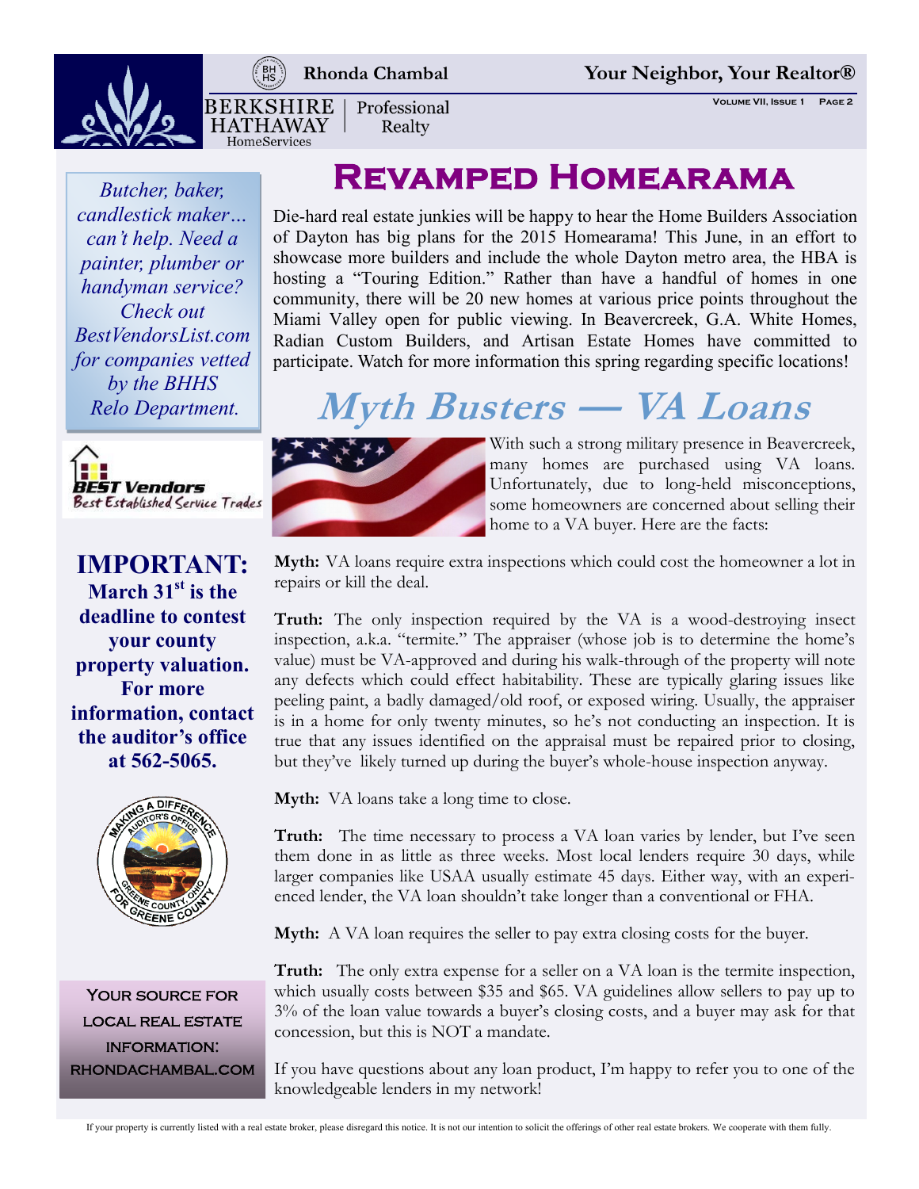# Revamped Homearama

Die-hard real estate junkies will be happy to hear the Home Builders Association of Dayton has big plans for the 2015 Homearama! This June, in an effort to showcase more builders and include the whole Dayton metro area, the HBA is hosting a "Touring Edition." Rather than have a handful of homes in one community, there will be 20 new homes at various price points throughout the Miami Valley open for public viewing. In Beavercreek, G.A. White Homes, Radian Custom Builders, and Artisan Estate Homes have committed to participate. Watch for more information this spring regarding specific locations!

# *Myth Busters — VA Loans*

With such a strong military presence in Beavercreek, many homes are purchased using VA loans. Unfortunately, due to long-held misconceptions, some homeowners are concerned about selling their home to a VA buyer. Here are the facts:

**Myth:** VA loans require extra inspections which could cost the homeowner a lot in repairs or kill the deal.

**Truth:** The only inspection required by the VA is a wood-destroying insect inspection, a.k.a. "termite." The appraiser (whose job is to determine the home's value) must be VA-approved and during his walk-through of the property will note any defects which could effect habitability. These are typically glaring issues like peeling paint, a badly damaged/old roof, or exposed wiring. Usually, the appraiser is in a home for only twenty minutes, so he's not conducting an inspection. It is true that any issues identified on the appraisal must be repaired prior to closing, but they've likely turned up during the buyer's whole-house inspection anyway.

**Myth:** VA loans take a long time to close.

**Truth:** The time necessary to process a VA loan varies by lender, but I've seen them done in as little as three weeks. Most local lenders require 30 days, while larger companies like USAA usually estimate 45 days. Either way, with an experienced lender, the VA loan shouldn't take longer than a conventional or FHA.

**Myth:** A VA loan requires the seller to pay extra closing costs for the buyer.

**Truth:** The only extra expense for a seller on a VA loan is the termite inspection, which usually costs between $35 and $65. VA guidelines allow sellers to pay up to 3% of the loan value towards a buyer's closing costs, and a buyer may ask for that concession, but this is NOT a mandate.

If you have questions about any loan product, I'm happy to refer you to one of the knowledgeable lenders in my network!

*Butcher, baker, candlestick maker… can't help. Need a painter, plumber or handyman service? Check out BestVendorsList.com for companies vetted by the BHHS Relo Department.*

**BEST Vendors**
*Best Established Service Trades*

**IMPORTANT:**
**March 31st is the deadline to contest your county property valuation. For more information, contact the auditor's office at 562-5065.**

MAKING A DIFFERENCE — AUDITOR'S OFFICE — GREENE COUNTY, OHIO — FOR GREENE COUNTY

YOUR SOURCE FOR LOCAL REAL ESTATE INFORMATION: RHONDACHAMBAL.COM

If your property is currently listed with a real estate broker, please disregard this notice. It is not our intention to solicit the offerings of other real estate brokers. We cooperate with them fully.